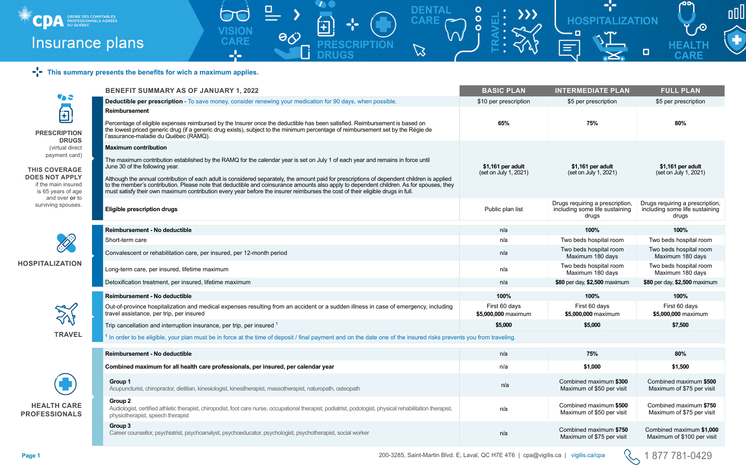# Insurance plans

VISION CARE · PRESCRIPTION DRUGS · DENTAL CARE · TRAVEL · HOSPITALIZATION · HEALTH CARE

This summary presents the benefits for wich a maximum applies.

## PRESCRIPTION DRUGS

(virtual direct payment card)

**THIS COVERAGE DOES NOT APPLY** if the main insured is 65 years of age and over **or** to surviving spouses.

| BENEFIT SUMMARY AS OF JANUARY 1, 2022 | BASIC PLAN | INTERMEDIATE PLAN | FULL PLAN |
|---|---|---|---|
| **Deductible per prescription** - To save money, consider renewing your medication for 90 days, when possible. | $10 per prescription | $5 per prescription | $5 per prescription |
| **Reimbursement**<br><br>Percentage of eligible expenses reimbursed by the Insurer once the deductible has been satisfied. Reimbursement is based on the lowest priced generic drug (if a generic drug exists), subject to the minimum percentage of reimbursement set by the Régie de l'assurance-maladie du Québec (RAMQ). | **65%** | **75%** | **80%** |
| **Maximum contribution**<br><br>The maximum contribution established by the RAMQ for the calendar year is set on July 1 of each year and remains in force until June 30 of the following year.<br><br>Although the annual contribution of each adult is considered separately, the amount paid for prescriptions of dependent children is applied to the member's contribution. Please note that deductible and coinsurance amounts also apply to dependent children. As for spouses, they must satisfy their own maximum contribution every year before the insurer reimburses the cost of their eligible drugs in full. | **$1,161 per adult** (set on July 1, 2021) | **$1,161 per adult** (set on July 1, 2021) | **$1,161 per adult** (set on July 1, 2021) |
| **Eligible prescription drugs** | Public plan list | Drugs requiring a prescription, including some life sustaining drugs | Drugs requiring a prescription, including some life sustaining drugs |

## HOSPITALIZATION

| | BASIC PLAN | INTERMEDIATE PLAN | FULL PLAN |
|---|---|---|---|
| **Reimbursement - No deductible** | n/a | **100%** | **100%** |
| Short-term care | n/a | Two beds hospital room | Two beds hospital room |
| Convalescent or rehabilitation care, per insured, per 12-month period | n/a | Two beds hospital room<br>Maximum 180 days | Two beds hospital room<br>Maximum 180 days |
| Long-term care, per insured, lifetime maximum | n/a | Two beds hospital room<br>Maximum 180 days | Two beds hospital room<br>Maximum 180 days |
| Detoxification treatment, per insured, lifetime maximum | n/a | **$80** per day, **$2,500** maximum | **$80** per day, **$2,500** maximum |

## TRAVEL

| | BASIC PLAN | INTERMEDIATE PLAN | FULL PLAN |
|---|---|---|---|
| **Reimbursement - No deductible** | **100%** | **100%** | **100%** |
| Out-of-province hospitalization and medical expenses resulting from an accident or a sudden illness in case of emergency, including travel assistance, per trip, per insured | First 60 days<br>**$5,000,000 maximum** | First 60 days<br>**$5,000,000 maximum** | First 60 days<br>**$5,000,000 maximum** |
| Trip cancellation and interruption insurance, per trip, per insured [1] | **$5,000** | **$5,000** | **$7,500** |

[1] In order to be eligible, your plan must be in force at the time of deposit / final payment and on the date one of the insured risks prevents you from traveling.

## HEALTH CARE PROFESSIONALS

| | BASIC PLAN | INTERMEDIATE PLAN | FULL PLAN |
|---|---|---|---|
| **Reimbursement - No deductible** | n/a | **75%** | **80%** |
| **Combined maximum for all health care professionals, per insured, per calendar year** | n/a | **$1,000** | **$1,500** |
| **Group 1**<br>Acupuncturist, chiropractor, dietitian, kinesiologist, kinesitherapist, massotherapist, naturopath, osteopath | n/a | Combined maximum **$300**<br>Maximum of $50 per visit | Combined maximum **$500**<br>Maximum of $75 per visit |
| **Group 2**<br>Audiologist, certified athletic therapist, chiropodist, foot care nurse, occupational therapist, podiatrist, podologist, physical rehabilitation therapist, physiotherapist, speech therapist | n/a | Combined maximum **$500**<br>Maximum of $50 per visit | Combined maximum **$750**<br>Maximum of $75 per visit |
| **Group 3**<br>Career counsellor, psychiatrist, psychoanalyst, psychoeducator, psychologist, psychotherapist, social worker | n/a | Combined maximum **$750**<br>Maximum of $75 per visit | Combined maximum **$1,000**<br>Maximum of $100 per visit |

200-3285, Saint-Martin Blvd. E, Laval, QC H7E 4T6 | cpa@vigilis.ca | vigilis.ca/cpa | 1 877 781-0429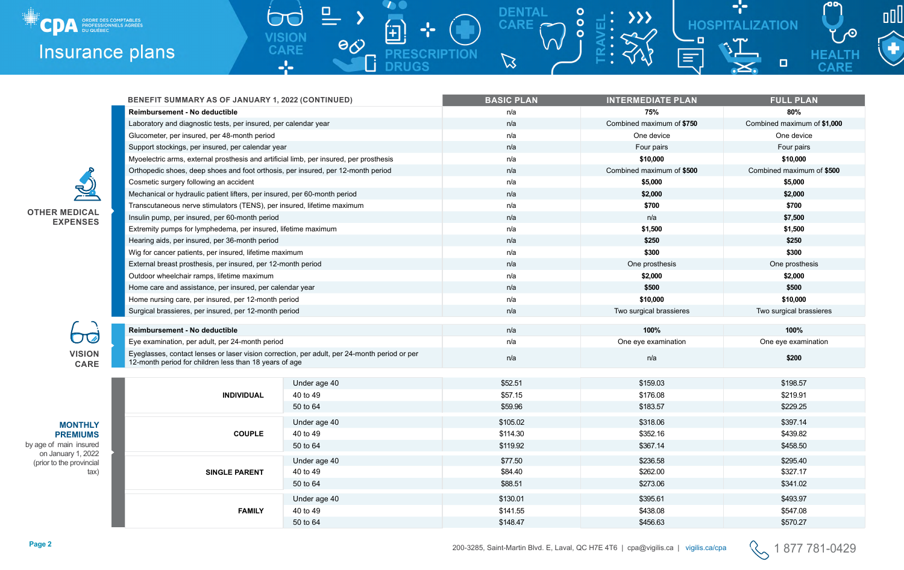# Insurance plans

| BENEFIT SUMMARY AS OF JANUARY 1, 2022 (CONTINUED) | | BASIC PLAN | INTERMEDIATE PLAN | FULL PLAN |
|---|---|---|---|---|
| **OTHER MEDICAL EXPENSES** | **Reimbursement - No deductible** | n/a | **75%** | **80%** |
| | Laboratory and diagnostic tests, per insured, per calendar year | n/a | Combined maximum of **$750** | Combined maximum of **$1,000** |
| | Glucometer, per insured, per 48-month period | n/a | One device | One device |
| | Support stockings, per insured, per calendar year | n/a | Four pairs | Four pairs |
| | Myoelectric arms, external prosthesis and artificial limb, per insured, per prosthesis | n/a | **$10,000** | **$10,000** |
| | Orthopedic shoes, deep shoes and foot orthosis, per insured, per 12-month period | n/a | Combined maximum of **$500** | Combined maximum of **$500** |
| | Cosmetic surgery following an accident | n/a | **$5,000** | **$5,000** |
| | Mechanical or hydraulic patient lifters, per insured, per 60-month period | n/a | **$2,000** | **$2,000** |
| | Transcutaneous nerve stimulators (TENS), per insured, lifetime maximum | n/a | **$700** | **$700** |
| | Insulin pump, per insured, per 60-month period | n/a | n/a | **$7,500** |
| | Extremity pumps for lymphedema, per insured, lifetime maximum | n/a | **$1,500** | **$1,500** |
| | Hearing aids, per insured, per 36-month period | n/a | **$250** | **$250** |
| | Wig for cancer patients, per insured, lifetime maximum | n/a | **$300** | **$300** |
| | External breast prosthesis, per insured, per 12-month period | n/a | One prosthesis | One prosthesis |
| | Outdoor wheelchair ramps, lifetime maximum | n/a | **$2,000** | **$2,000** |
| | Home care and assistance, per insured, per calendar year | n/a | **$500** | **$500** |
| | Home nursing care, per insured, per 12-month period | n/a | **$10,000** | **$10,000** |
| | Surgical brassieres, per insured, per 12-month period | n/a | Two surgical brassieres | Two surgical brassieres |
| **VISION CARE** | **Reimbursement - No deductible** | n/a | **100%** | **100%** |
| | Eye examination, per adult, per 24-month period | n/a | One eye examination | One eye examination |
| | Eyeglasses, contact lenses or laser vision correction, per adult, per 24-month period or per 12-month period for children less than 18 years of age | n/a | n/a | **$200** |

**MONTHLY PREMIUMS** by age of main insured on January 1, 2022 (prior to the provincial tax)

| | Age | BASIC PLAN | INTERMEDIATE PLAN | FULL PLAN |
|---|---|---|---|---|
| **INDIVIDUAL** | Under age 40 | $52.51 | $159.03 | $198.57 |
| | 40 to 49 | $57.15 | $176.08 | $219.91 |
| | 50 to 64 | $59.96 | $183.57 | $229.25 |
| **COUPLE** | Under age 40 | $105.02 | $318.06 | $397.14 |
| | 40 to 49 | $114.30 | $352.16 | $439.82 |
| | 50 to 64 | $119.92 | $367.14 | $458.50 |
| **SINGLE PARENT** | Under age 40 | $77.50 | $236.58 | $295.40 |
| | 40 to 49 | $84.40 | $262.00 | $327.17 |
| | 50 to 64 | $88.51 | $273.06 | $341.02 |
| **FAMILY** | Under age 40 | $130.01 | $395.61 | $493.97 |
| | 40 to 49 | $141.55 | $438.08 | $547.08 |
| | 50 to 64 | $148.47 | $456.63 | $570.27 |

200-3285, Saint-Martin Blvd. E, Laval, QC H7E 4T6 | cpa@vigilis.ca | vigilis.ca/cpa 1 877 781-0429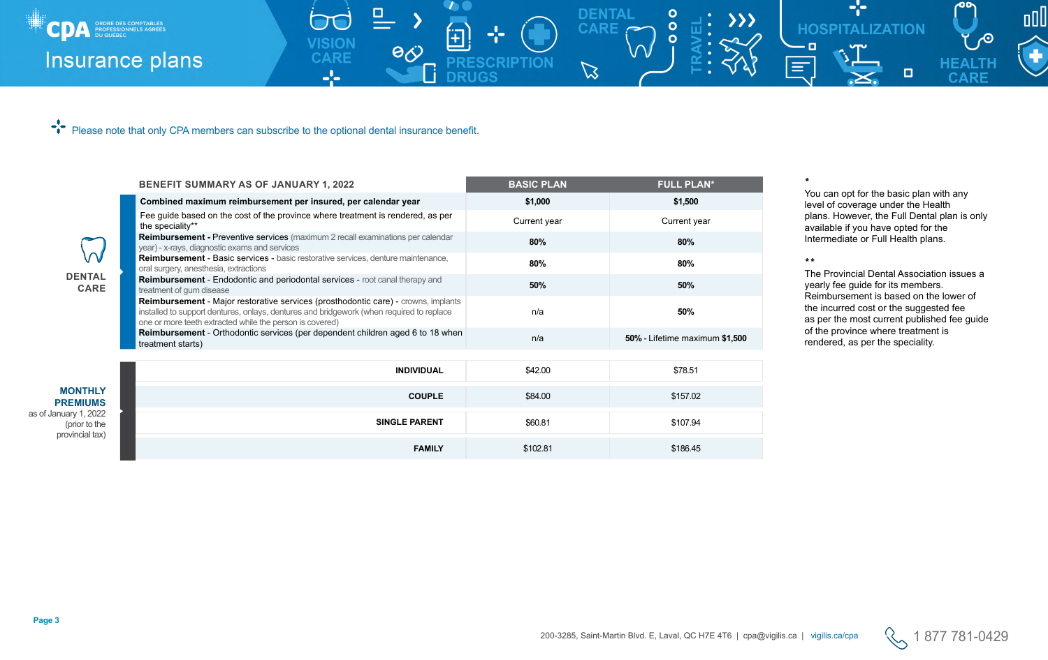# Insurance plans

Please note that only CPA members can subscribe to the optional dental insurance benefit.

## DENTAL CARE

| BENEFIT SUMMARY AS OF JANUARY 1, 2022 | BASIC PLAN | FULL PLAN* |
|---|---|---|
| **Combined maximum reimbursement per insured, per calendar year** | **$1,000** | **$1,500** |
| Fee guide based on the cost of the province where treatment is rendered, as per the speciality** | Current year | Current year |
| **Reimbursement -** Preventive services (maximum 2 recall examinations per calendar year) - x-rays, diagnostic exams and services | **80%** | **80%** |
| **Reimbursement** - Basic services - basic restorative services, denture maintenance, oral surgery, anesthesia, extractions | **80%** | **80%** |
| **Reimbursement** - Endodontic and periodontal services - root canal therapy and treatment of gum disease | **50%** | **50%** |
| **Reimbursement** - Major restorative services (prosthodontic care) - crowns, implants installed to support dentures, onlays, dentures and bridgework (when required to replace one or more teeth extracted while the person is covered) | n/a | **50%** |
| **Reimbursement** - Orthodontic services (per dependent children aged 6 to 18 when treatment starts) | n/a | **50%** - Lifetime maximum **$1,500** |

## MONTHLY PREMIUMS

as of January 1, 2022 (prior to the provincial tax)

| | BASIC PLAN | FULL PLAN* |
|---|---|---|
| **INDIVIDUAL** | $42.00 | $78.51 |
| **COUPLE** | $84.00 | $157.02 |
| **SINGLE PARENT** | $60.81 | $107.94 |
| **FAMILY** | $102.81 | $186.45 |

*

You can opt for the basic plan with any level of coverage under the Health plans. However, the Full Dental plan is only available if you have opted for the Intermediate or Full Health plans.

**

The Provincial Dental Association issues a yearly fee guide for its members. Reimbursement is based on the lower of the incurred cost or the suggested fee as per the most current published fee guide of the province where treatment is rendered, as per the speciality.

200-3285, Saint-Martin Blvd. E, Laval, QC H7E 4T6 | cpa@vigilis.ca | vigilis.ca/cpa

1 877 781-0429